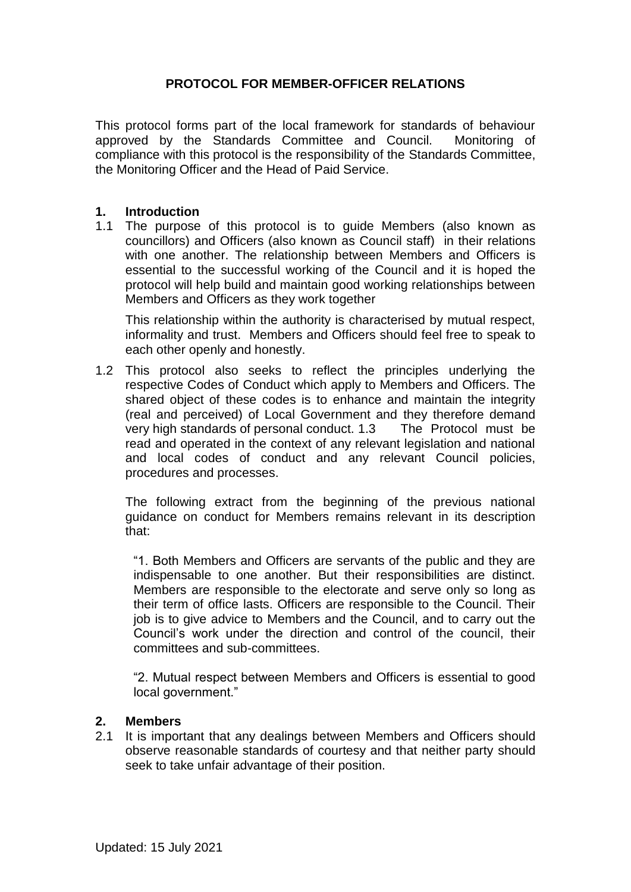# PROTOCOL FOR MEMBER-OFFICER RELATIONS

This protocol forms part of the local framework for standards of behaviour approved by the Standards Committee and Council. Monitoring of compliance with this protocol is the responsibility of the Standards Committee, the Monitoring Officer and the Head of Paid Service.

## 1. Introduction

1.1 The purpose of this protocol is to guide Members (also known as councillors) and Officers (also known as Council staff) in their relations with one another. The relationship between Members and Officers is essential to the successful working of the Council and it is hoped the protocol will help build and maintain good working relationships between Members and Officers as they work together

This relationship within the authority is characterised by mutual respect, informality and trust. Members and Officers should feel free to speak to each other openly and honestly.

1.2 This protocol also seeks to reflect the principles underlying the respective Codes of Conduct which apply to Members and Officers. The shared object of these codes is to enhance and maintain the integrity (real and perceived) of Local Government and they therefore demand very high standards of personal conduct. 1.3 The Protocol must be read and operated in the context of any relevant legislation and national and local codes of conduct and any relevant Council policies, procedures and processes.

The following extract from the beginning of the previous national guidance on conduct for Members remains relevant in its description that:

> "1. Both Members and Officers are servants of the public and they are indispensable to one another. But their responsibilities are distinct. Members are responsible to the electorate and serve only so long as their term of office lasts. Officers are responsible to the Council. Their job is to give advice to Members and the Council, and to carry out the Council's work under the direction and control of the council, their committees and sub-committees.
>
> "2. Mutual respect between Members and Officers is essential to good local government."

## 2. Members

2.1 It is important that any dealings between Members and Officers should observe reasonable standards of courtesy and that neither party should seek to take unfair advantage of their position.

Updated: 15 July 2021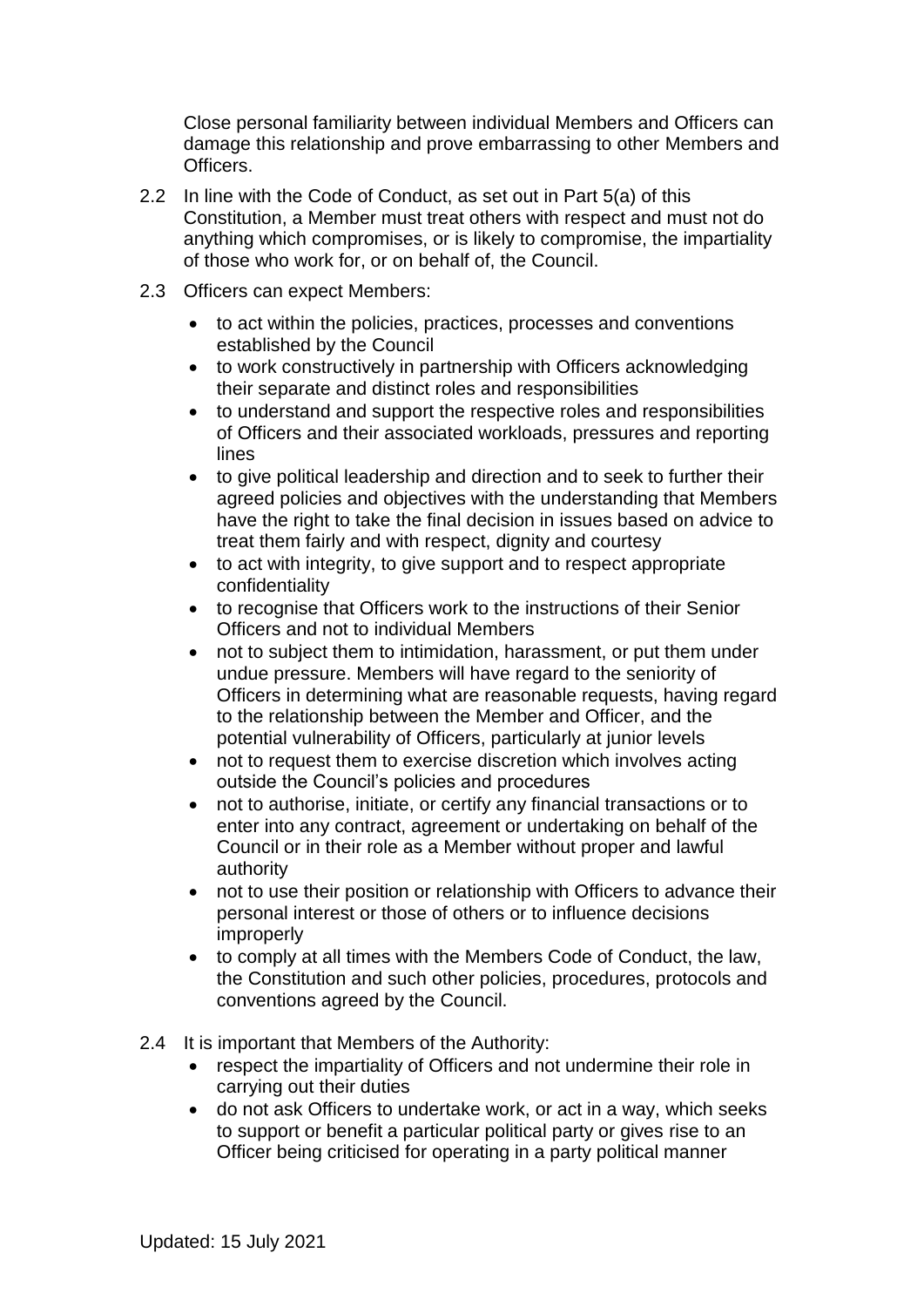Close personal familiarity between individual Members and Officers can damage this relationship and prove embarrassing to other Members and Officers.

2.2 In line with the Code of Conduct, as set out in Part 5(a) of this Constitution, a Member must treat others with respect and must not do anything which compromises, or is likely to compromise, the impartiality of those who work for, or on behalf of, the Council.

2.3 Officers can expect Members:

- to act within the policies, practices, processes and conventions established by the Council
- to work constructively in partnership with Officers acknowledging their separate and distinct roles and responsibilities
- to understand and support the respective roles and responsibilities of Officers and their associated workloads, pressures and reporting lines
- to give political leadership and direction and to seek to further their agreed policies and objectives with the understanding that Members have the right to take the final decision in issues based on advice to treat them fairly and with respect, dignity and courtesy
- to act with integrity, to give support and to respect appropriate confidentiality
- to recognise that Officers work to the instructions of their Senior Officers and not to individual Members
- not to subject them to intimidation, harassment, or put them under undue pressure. Members will have regard to the seniority of Officers in determining what are reasonable requests, having regard to the relationship between the Member and Officer, and the potential vulnerability of Officers, particularly at junior levels
- not to request them to exercise discretion which involves acting outside the Council's policies and procedures
- not to authorise, initiate, or certify any financial transactions or to enter into any contract, agreement or undertaking on behalf of the Council or in their role as a Member without proper and lawful authority
- not to use their position or relationship with Officers to advance their personal interest or those of others or to influence decisions improperly
- to comply at all times with the Members Code of Conduct, the law, the Constitution and such other policies, procedures, protocols and conventions agreed by the Council.

2.4 It is important that Members of the Authority:

- respect the impartiality of Officers and not undermine their role in carrying out their duties
- do not ask Officers to undertake work, or act in a way, which seeks to support or benefit a particular political party or gives rise to an Officer being criticised for operating in a party political manner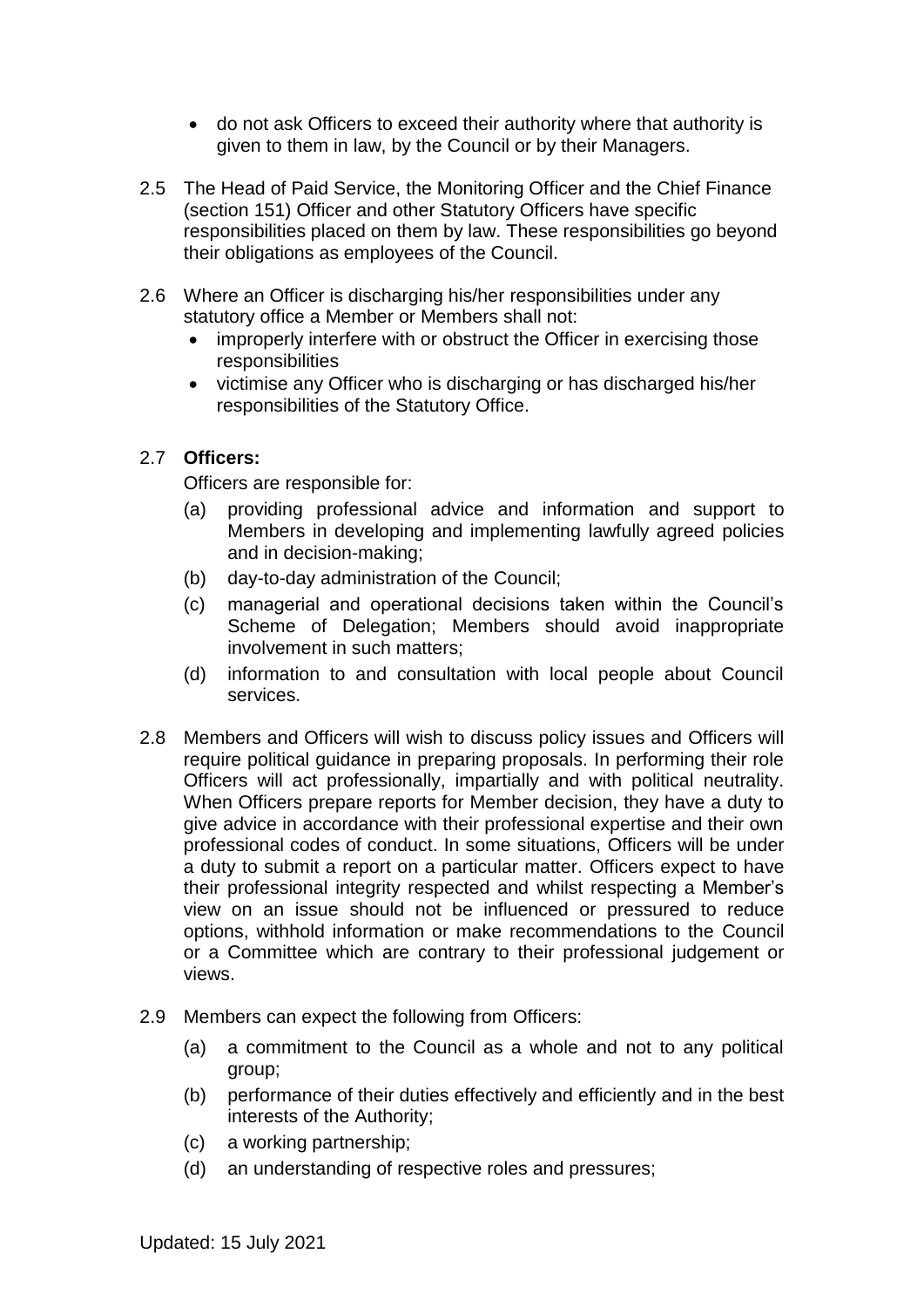- do not ask Officers to exceed their authority where that authority is given to them in law, by the Council or by their Managers.

2.5 The Head of Paid Service, the Monitoring Officer and the Chief Finance (section 151) Officer and other Statutory Officers have specific responsibilities placed on them by law. These responsibilities go beyond their obligations as employees of the Council.

2.6 Where an Officer is discharging his/her responsibilities under any statutory office a Member or Members shall not:

- improperly interfere with or obstruct the Officer in exercising those responsibilities
- victimise any Officer who is discharging or has discharged his/her responsibilities of the Statutory Office.

2.7 **Officers:**

Officers are responsible for:

(a) providing professional advice and information and support to Members in developing and implementing lawfully agreed policies and in decision-making;

(b) day-to-day administration of the Council;

(c) managerial and operational decisions taken within the Council's Scheme of Delegation; Members should avoid inappropriate involvement in such matters;

(d) information to and consultation with local people about Council services.

2.8 Members and Officers will wish to discuss policy issues and Officers will require political guidance in preparing proposals. In performing their role Officers will act professionally, impartially and with political neutrality. When Officers prepare reports for Member decision, they have a duty to give advice in accordance with their professional expertise and their own professional codes of conduct. In some situations, Officers will be under a duty to submit a report on a particular matter. Officers expect to have their professional integrity respected and whilst respecting a Member's view on an issue should not be influenced or pressured to reduce options, withhold information or make recommendations to the Council or a Committee which are contrary to their professional judgement or views.

2.9 Members can expect the following from Officers:

(a) a commitment to the Council as a whole and not to any political group;

(b) performance of their duties effectively and efficiently and in the best interests of the Authority;

(c) a working partnership;

(d) an understanding of respective roles and pressures;

Updated: 15 July 2021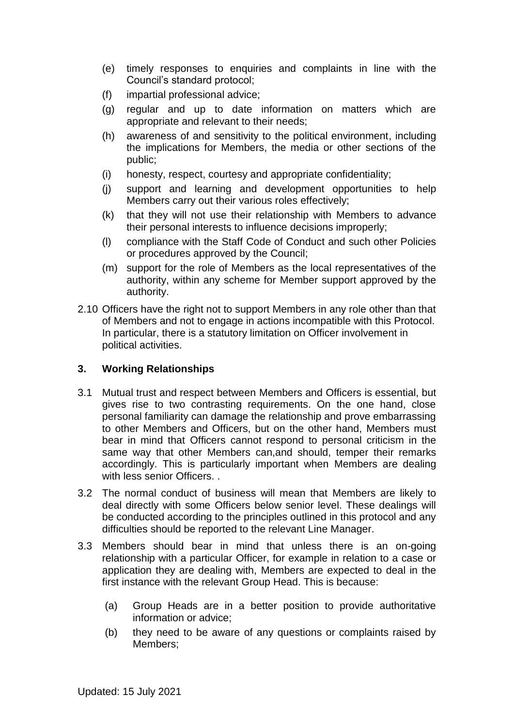(e) timely responses to enquiries and complaints in line with the Council's standard protocol;

(f) impartial professional advice;

(g) regular and up to date information on matters which are appropriate and relevant to their needs;

(h) awareness of and sensitivity to the political environment, including the implications for Members, the media or other sections of the public;

(i) honesty, respect, courtesy and appropriate confidentiality;

(j) support and learning and development opportunities to help Members carry out their various roles effectively;

(k) that they will not use their relationship with Members to advance their personal interests to influence decisions improperly;

(l) compliance with the Staff Code of Conduct and such other Policies or procedures approved by the Council;

(m) support for the role of Members as the local representatives of the authority, within any scheme for Member support approved by the authority.

2.10 Officers have the right not to support Members in any role other than that of Members and not to engage in actions incompatible with this Protocol. In particular, there is a statutory limitation on Officer involvement in political activities.

## 3. Working Relationships

3.1 Mutual trust and respect between Members and Officers is essential, but gives rise to two contrasting requirements. On the one hand, close personal familiarity can damage the relationship and prove embarrassing to other Members and Officers, but on the other hand, Members must bear in mind that Officers cannot respond to personal criticism in the same way that other Members can,and should, temper their remarks accordingly. This is particularly important when Members are dealing with less senior Officers. .

3.2 The normal conduct of business will mean that Members are likely to deal directly with some Officers below senior level. These dealings will be conducted according to the principles outlined in this protocol and any difficulties should be reported to the relevant Line Manager.

3.3 Members should bear in mind that unless there is an on-going relationship with a particular Officer, for example in relation to a case or application they are dealing with, Members are expected to deal in the first instance with the relevant Group Head. This is because:

(a) Group Heads are in a better position to provide authoritative information or advice;

(b) they need to be aware of any questions or complaints raised by Members;

Updated: 15 July 2021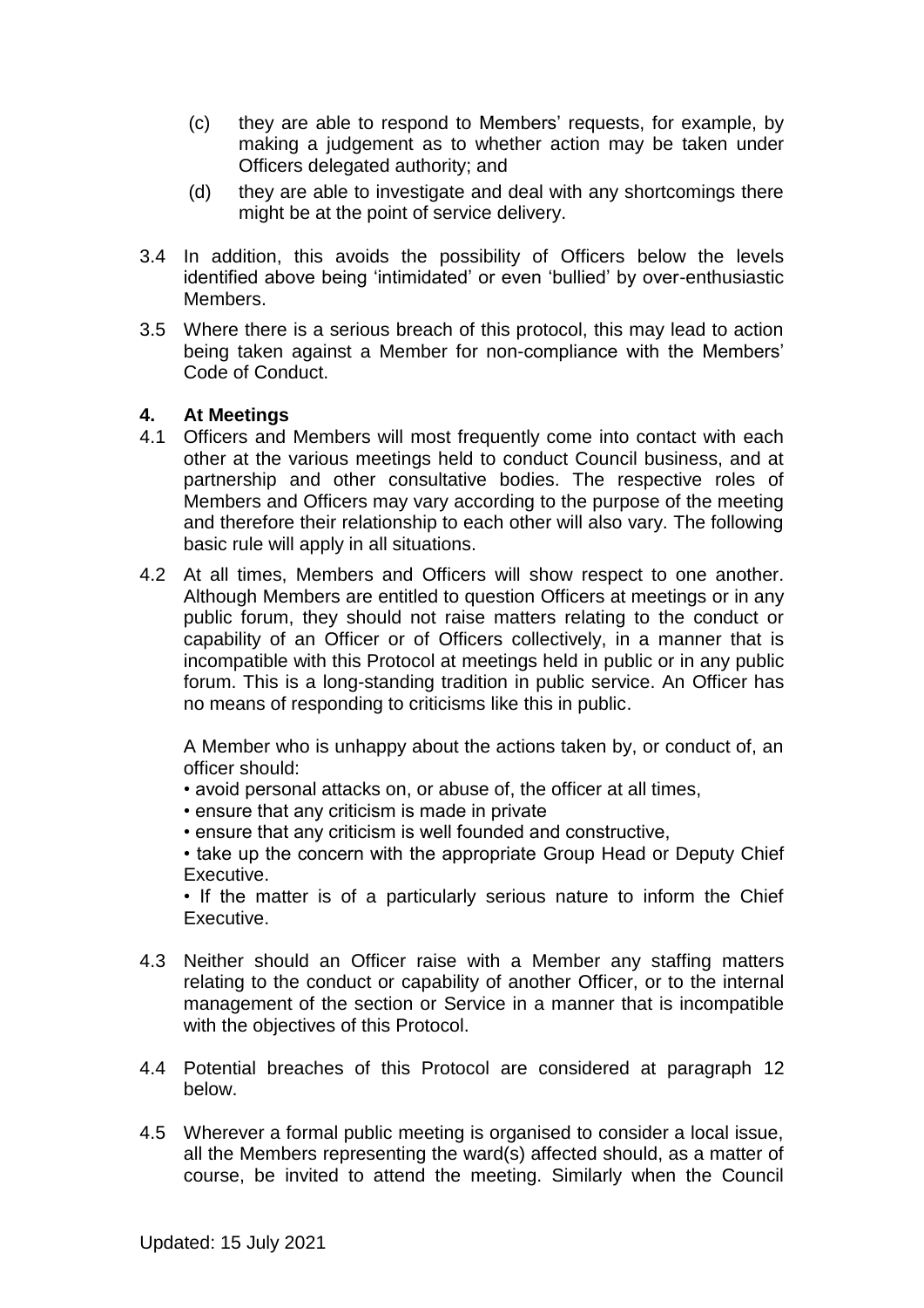(c) they are able to respond to Members' requests, for example, by making a judgement as to whether action may be taken under Officers delegated authority; and

(d) they are able to investigate and deal with any shortcomings there might be at the point of service delivery.

3.4 In addition, this avoids the possibility of Officers below the levels identified above being 'intimidated' or even 'bullied' by over-enthusiastic Members.

3.5 Where there is a serious breach of this protocol, this may lead to action being taken against a Member for non-compliance with the Members' Code of Conduct.

## 4. At Meetings

4.1 Officers and Members will most frequently come into contact with each other at the various meetings held to conduct Council business, and at partnership and other consultative bodies. The respective roles of Members and Officers may vary according to the purpose of the meeting and therefore their relationship to each other will also vary. The following basic rule will apply in all situations.

4.2 At all times, Members and Officers will show respect to one another. Although Members are entitled to question Officers at meetings or in any public forum, they should not raise matters relating to the conduct or capability of an Officer or of Officers collectively, in a manner that is incompatible with this Protocol at meetings held in public or in any public forum. This is a long-standing tradition in public service. An Officer has no means of responding to criticisms like this in public.

A Member who is unhappy about the actions taken by, or conduct of, an officer should:

- avoid personal attacks on, or abuse of, the officer at all times,
- ensure that any criticism is made in private
- ensure that any criticism is well founded and constructive,
- take up the concern with the appropriate Group Head or Deputy Chief Executive.
- If the matter is of a particularly serious nature to inform the Chief Executive.

4.3 Neither should an Officer raise with a Member any staffing matters relating to the conduct or capability of another Officer, or to the internal management of the section or Service in a manner that is incompatible with the objectives of this Protocol.

4.4 Potential breaches of this Protocol are considered at paragraph 12 below.

4.5 Wherever a formal public meeting is organised to consider a local issue, all the Members representing the ward(s) affected should, as a matter of course, be invited to attend the meeting. Similarly when the Council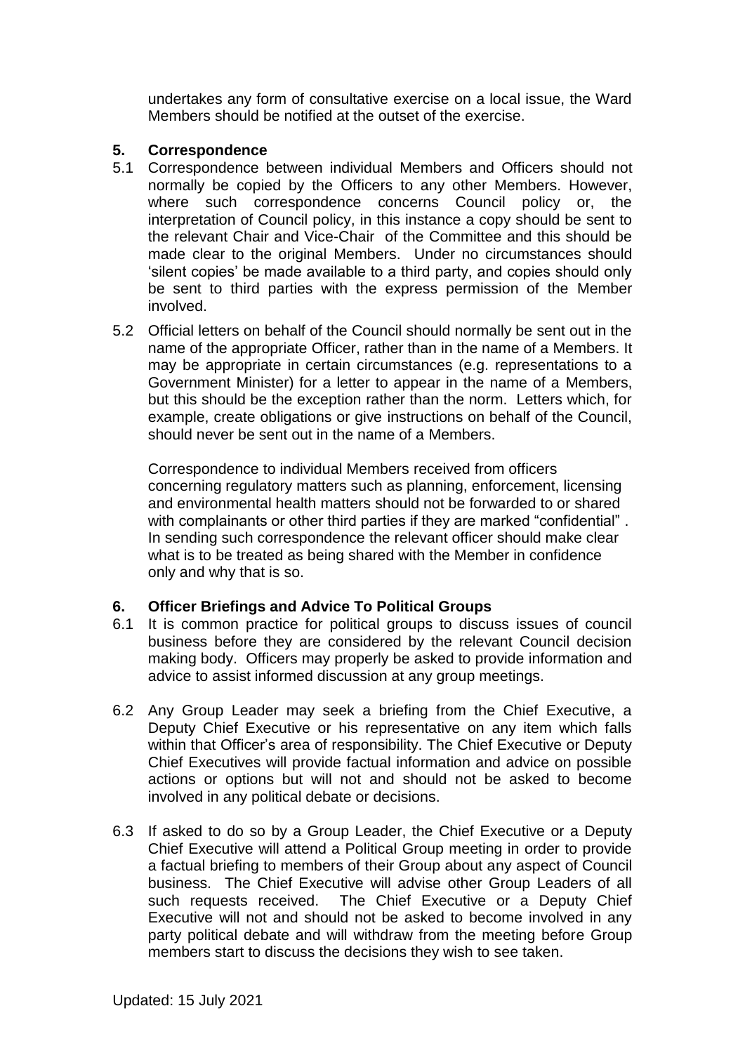undertakes any form of consultative exercise on a local issue, the Ward Members should be notified at the outset of the exercise.

## 5. Correspondence

5.1 Correspondence between individual Members and Officers should not normally be copied by the Officers to any other Members. However, where such correspondence concerns Council policy or, the interpretation of Council policy, in this instance a copy should be sent to the relevant Chair and Vice-Chair of the Committee and this should be made clear to the original Members. Under no circumstances should 'silent copies' be made available to a third party, and copies should only be sent to third parties with the express permission of the Member involved.

5.2 Official letters on behalf of the Council should normally be sent out in the name of the appropriate Officer, rather than in the name of a Members. It may be appropriate in certain circumstances (e.g. representations to a Government Minister) for a letter to appear in the name of a Members, but this should be the exception rather than the norm. Letters which, for example, create obligations or give instructions on behalf of the Council, should never be sent out in the name of a Members.

Correspondence to individual Members received from officers concerning regulatory matters such as planning, enforcement, licensing and environmental health matters should not be forwarded to or shared with complainants or other third parties if they are marked "confidential" . In sending such correspondence the relevant officer should make clear what is to be treated as being shared with the Member in confidence only and why that is so.

## 6. Officer Briefings and Advice To Political Groups

6.1 It is common practice for political groups to discuss issues of council business before they are considered by the relevant Council decision making body. Officers may properly be asked to provide information and advice to assist informed discussion at any group meetings.

6.2 Any Group Leader may seek a briefing from the Chief Executive, a Deputy Chief Executive or his representative on any item which falls within that Officer's area of responsibility. The Chief Executive or Deputy Chief Executives will provide factual information and advice on possible actions or options but will not and should not be asked to become involved in any political debate or decisions.

6.3 If asked to do so by a Group Leader, the Chief Executive or a Deputy Chief Executive will attend a Political Group meeting in order to provide a factual briefing to members of their Group about any aspect of Council business. The Chief Executive will advise other Group Leaders of all such requests received. The Chief Executive or a Deputy Chief Executive will not and should not be asked to become involved in any party political debate and will withdraw from the meeting before Group members start to discuss the decisions they wish to see taken.

Updated: 15 July 2021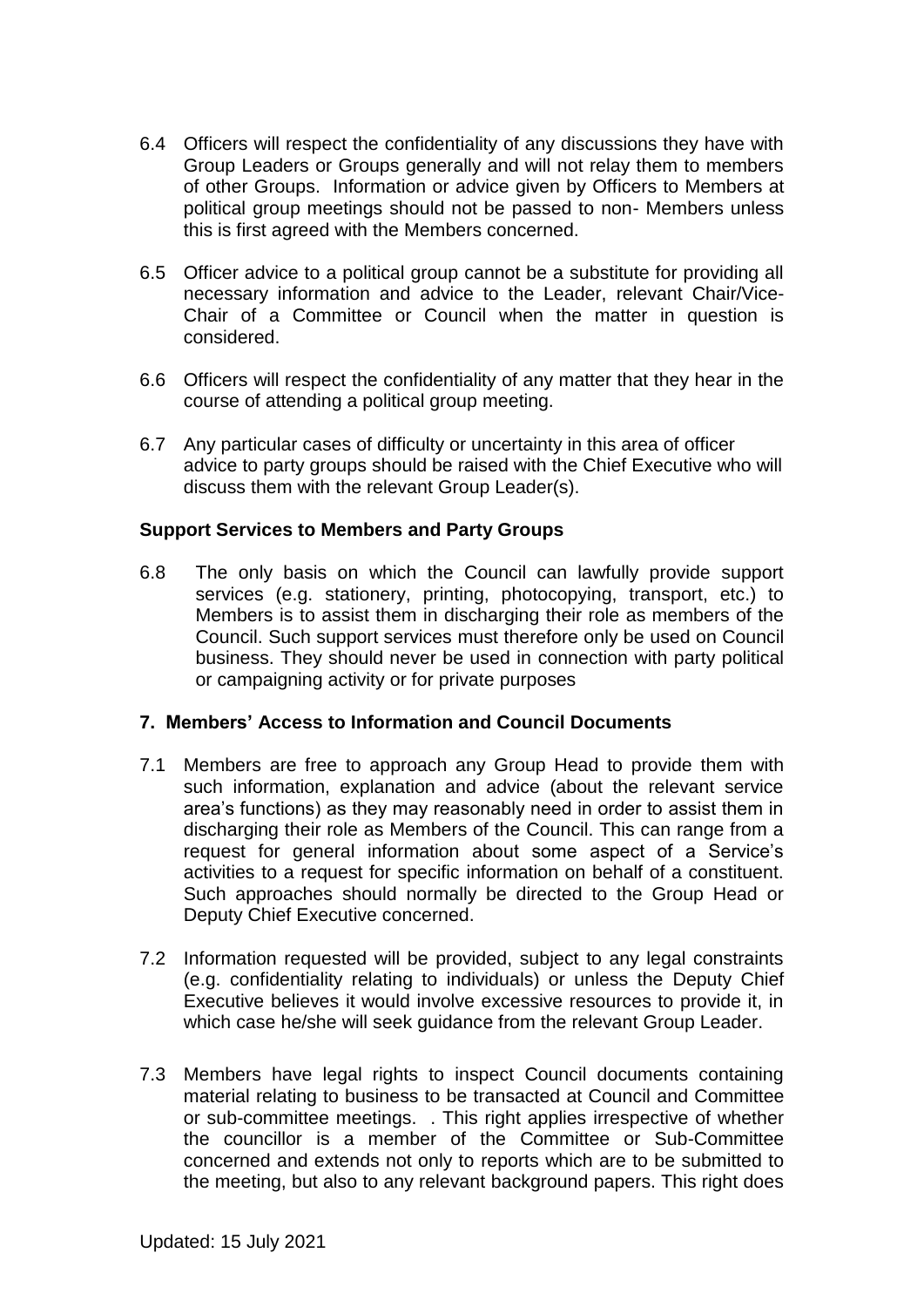6.4 Officers will respect the confidentiality of any discussions they have with Group Leaders or Groups generally and will not relay them to members of other Groups. Information or advice given by Officers to Members at political group meetings should not be passed to non- Members unless this is first agreed with the Members concerned.

6.5 Officer advice to a political group cannot be a substitute for providing all necessary information and advice to the Leader, relevant Chair/Vice-Chair of a Committee or Council when the matter in question is considered.

6.6 Officers will respect the confidentiality of any matter that they hear in the course of attending a political group meeting.

6.7 Any particular cases of difficulty or uncertainty in this area of officer advice to party groups should be raised with the Chief Executive who will discuss them with the relevant Group Leader(s).

**Support Services to Members and Party Groups**

6.8 The only basis on which the Council can lawfully provide support services (e.g. stationery, printing, photocopying, transport, etc.) to Members is to assist them in discharging their role as members of the Council. Such support services must therefore only be used on Council business. They should never be used in connection with party political or campaigning activity or for private purposes

## 7. Members' Access to Information and Council Documents

7.1 Members are free to approach any Group Head to provide them with such information, explanation and advice (about the relevant service area's functions) as they may reasonably need in order to assist them in discharging their role as Members of the Council. This can range from a request for general information about some aspect of a Service's activities to a request for specific information on behalf of a constituent. Such approaches should normally be directed to the Group Head or Deputy Chief Executive concerned.

7.2 Information requested will be provided, subject to any legal constraints (e.g. confidentiality relating to individuals) or unless the Deputy Chief Executive believes it would involve excessive resources to provide it, in which case he/she will seek guidance from the relevant Group Leader.

7.3 Members have legal rights to inspect Council documents containing material relating to business to be transacted at Council and Committee or sub-committee meetings. . This right applies irrespective of whether the councillor is a member of the Committee or Sub-Committee concerned and extends not only to reports which are to be submitted to the meeting, but also to any relevant background papers. This right does

Updated: 15 July 2021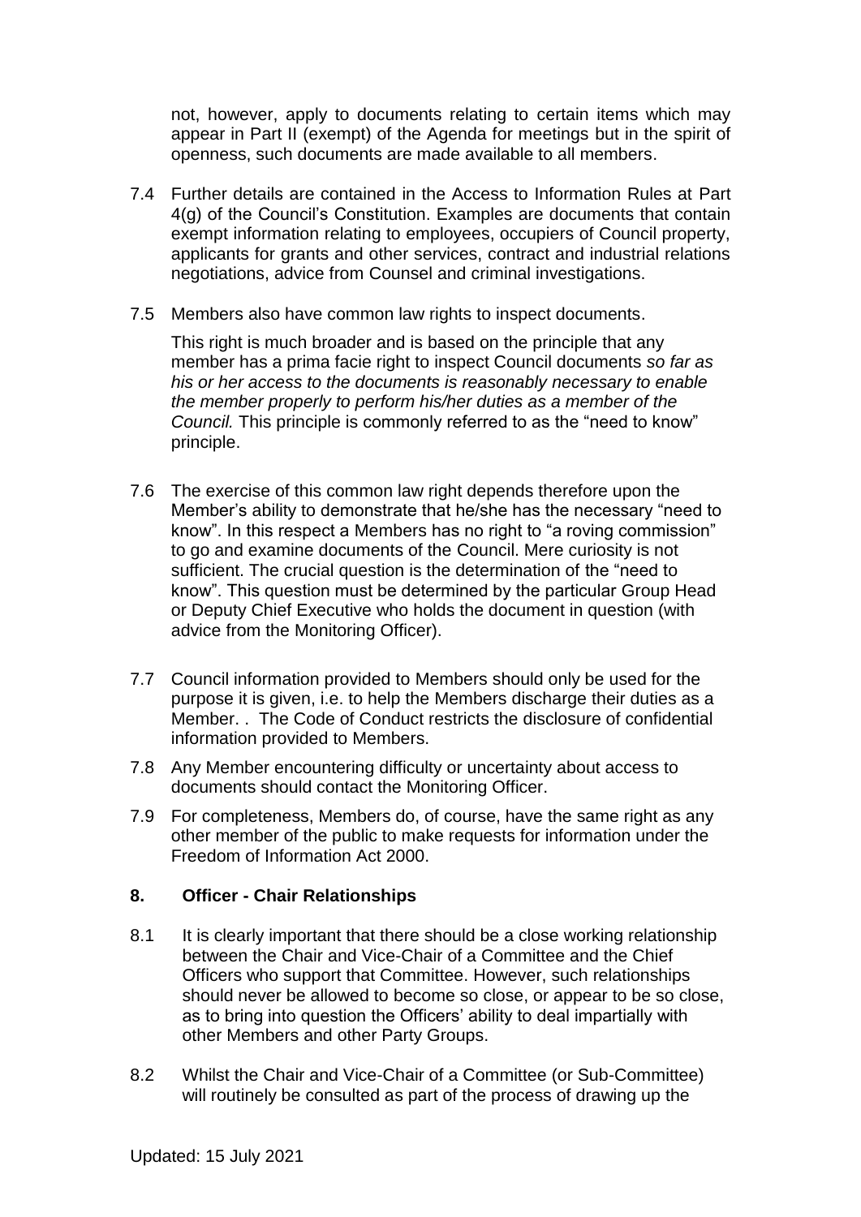not, however, apply to documents relating to certain items which may appear in Part II (exempt) of the Agenda for meetings but in the spirit of openness, such documents are made available to all members.

7.4 Further details are contained in the Access to Information Rules at Part 4(g) of the Council's Constitution. Examples are documents that contain exempt information relating to employees, occupiers of Council property, applicants for grants and other services, contract and industrial relations negotiations, advice from Counsel and criminal investigations.

7.5 Members also have common law rights to inspect documents.

This right is much broader and is based on the principle that any member has a prima facie right to inspect Council documents *so far as his or her access to the documents is reasonably necessary to enable the member properly to perform his/her duties as a member of the Council.* This principle is commonly referred to as the "need to know" principle.

7.6 The exercise of this common law right depends therefore upon the Member's ability to demonstrate that he/she has the necessary "need to know". In this respect a Members has no right to "a roving commission" to go and examine documents of the Council. Mere curiosity is not sufficient. The crucial question is the determination of the "need to know". This question must be determined by the particular Group Head or Deputy Chief Executive who holds the document in question (with advice from the Monitoring Officer).

7.7 Council information provided to Members should only be used for the purpose it is given, i.e. to help the Members discharge their duties as a Member. . The Code of Conduct restricts the disclosure of confidential information provided to Members.

7.8 Any Member encountering difficulty or uncertainty about access to documents should contact the Monitoring Officer.

7.9 For completeness, Members do, of course, have the same right as any other member of the public to make requests for information under the Freedom of Information Act 2000.

## 8. Officer - Chair Relationships

8.1 It is clearly important that there should be a close working relationship between the Chair and Vice-Chair of a Committee and the Chief Officers who support that Committee. However, such relationships should never be allowed to become so close, or appear to be so close, as to bring into question the Officers' ability to deal impartially with other Members and other Party Groups.

8.2 Whilst the Chair and Vice-Chair of a Committee (or Sub-Committee) will routinely be consulted as part of the process of drawing up the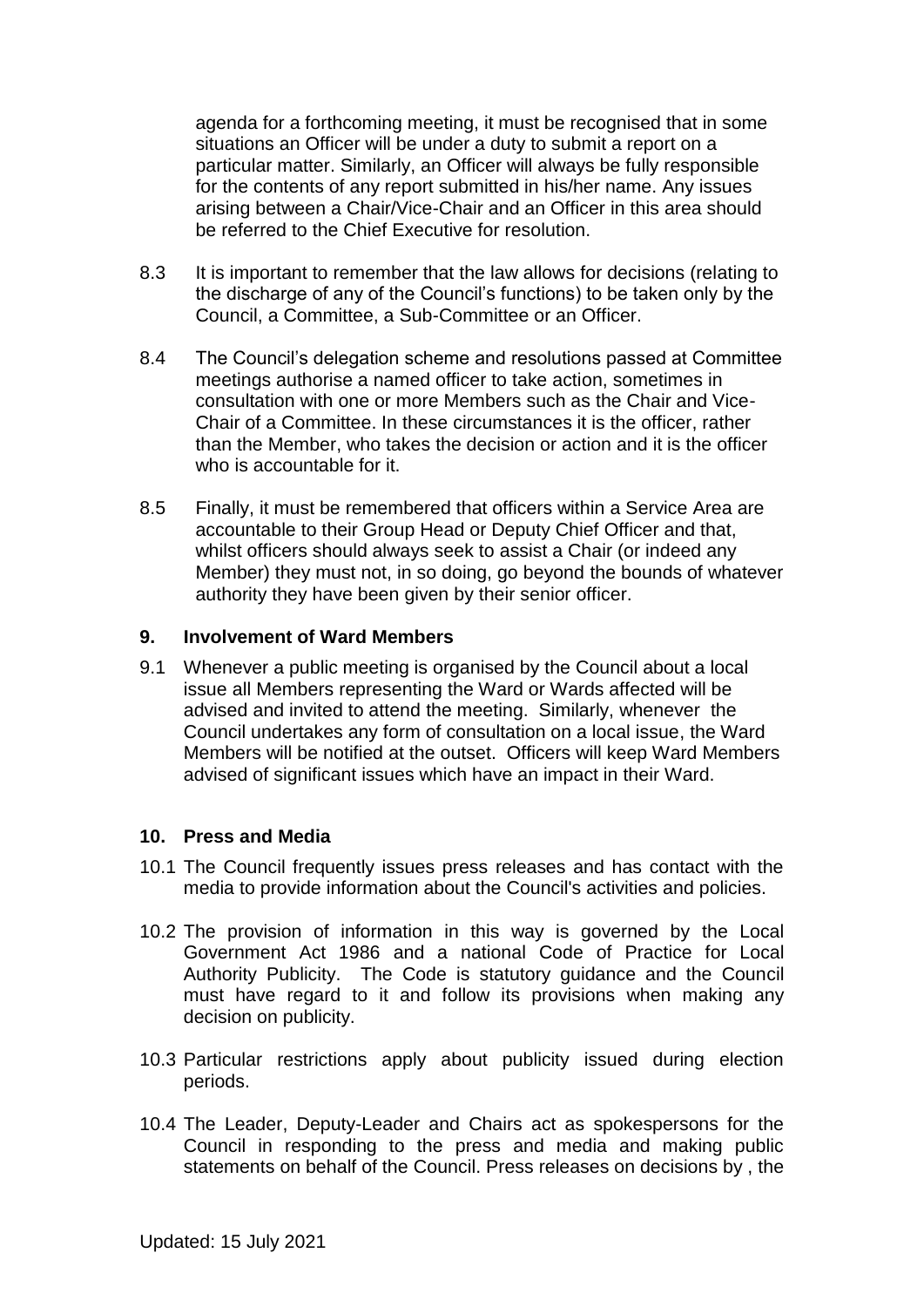agenda for a forthcoming meeting, it must be recognised that in some situations an Officer will be under a duty to submit a report on a particular matter. Similarly, an Officer will always be fully responsible for the contents of any report submitted in his/her name. Any issues arising between a Chair/Vice-Chair and an Officer in this area should be referred to the Chief Executive for resolution.

8.3 It is important to remember that the law allows for decisions (relating to the discharge of any of the Council's functions) to be taken only by the Council, a Committee, a Sub-Committee or an Officer.

8.4 The Council's delegation scheme and resolutions passed at Committee meetings authorise a named officer to take action, sometimes in consultation with one or more Members such as the Chair and Vice-Chair of a Committee. In these circumstances it is the officer, rather than the Member, who takes the decision or action and it is the officer who is accountable for it.

8.5 Finally, it must be remembered that officers within a Service Area are accountable to their Group Head or Deputy Chief Officer and that, whilst officers should always seek to assist a Chair (or indeed any Member) they must not, in so doing, go beyond the bounds of whatever authority they have been given by their senior officer.

## 9. Involvement of Ward Members

9.1 Whenever a public meeting is organised by the Council about a local issue all Members representing the Ward or Wards affected will be advised and invited to attend the meeting. Similarly, whenever the Council undertakes any form of consultation on a local issue, the Ward Members will be notified at the outset. Officers will keep Ward Members advised of significant issues which have an impact in their Ward.

## 10. Press and Media

10.1 The Council frequently issues press releases and has contact with the media to provide information about the Council's activities and policies.

10.2 The provision of information in this way is governed by the Local Government Act 1986 and a national Code of Practice for Local Authority Publicity. The Code is statutory guidance and the Council must have regard to it and follow its provisions when making any decision on publicity.

10.3 Particular restrictions apply about publicity issued during election periods.

10.4 The Leader, Deputy-Leader and Chairs act as spokespersons for the Council in responding to the press and media and making public statements on behalf of the Council. Press releases on decisions by , the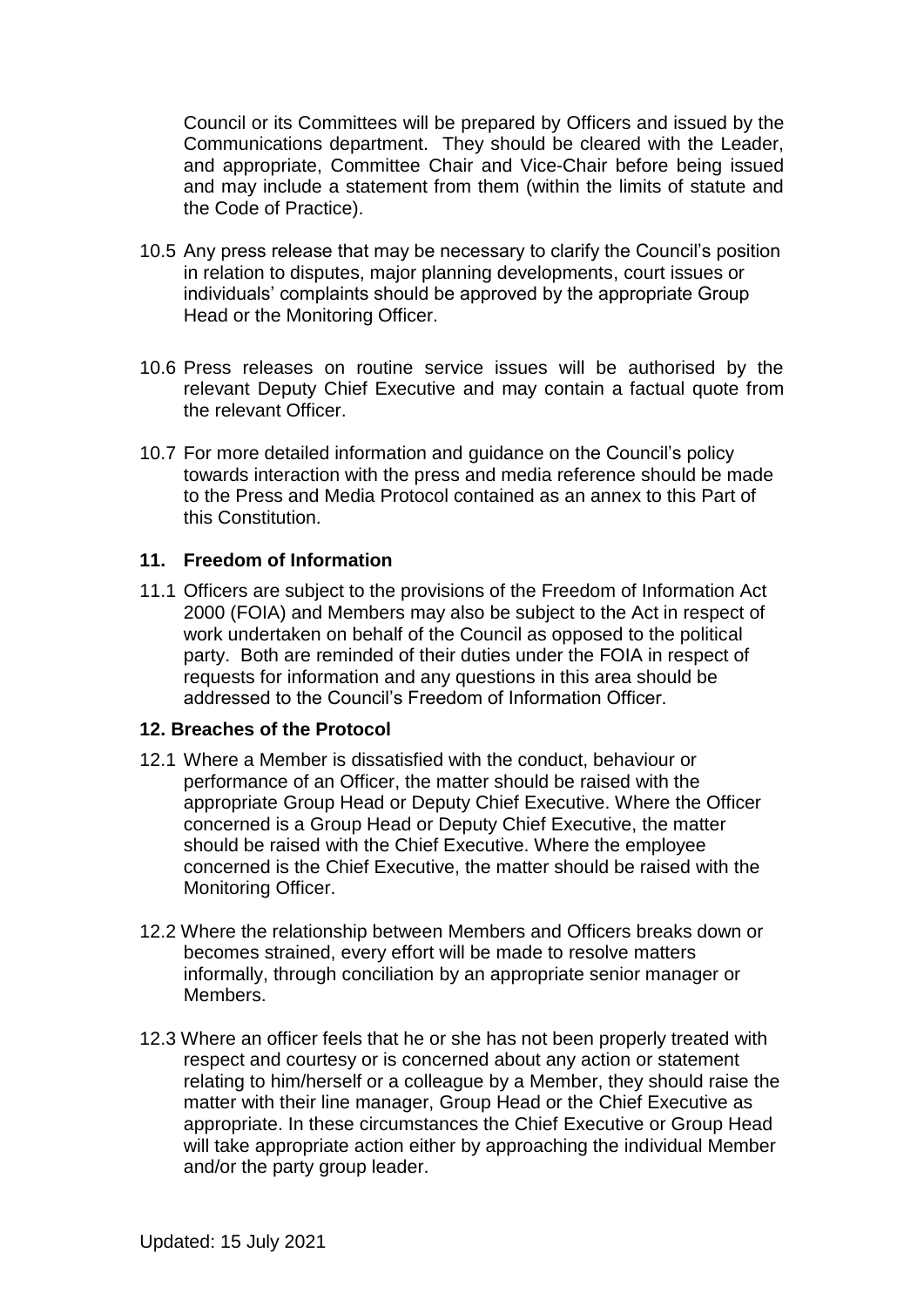Council or its Committees will be prepared by Officers and issued by the Communications department. They should be cleared with the Leader, and appropriate, Committee Chair and Vice-Chair before being issued and may include a statement from them (within the limits of statute and the Code of Practice).

10.5 Any press release that may be necessary to clarify the Council's position in relation to disputes, major planning developments, court issues or individuals' complaints should be approved by the appropriate Group Head or the Monitoring Officer.

10.6 Press releases on routine service issues will be authorised by the relevant Deputy Chief Executive and may contain a factual quote from the relevant Officer.

10.7 For more detailed information and guidance on the Council's policy towards interaction with the press and media reference should be made to the Press and Media Protocol contained as an annex to this Part of this Constitution.

## 11. Freedom of Information

11.1 Officers are subject to the provisions of the Freedom of Information Act 2000 (FOIA) and Members may also be subject to the Act in respect of work undertaken on behalf of the Council as opposed to the political party. Both are reminded of their duties under the FOIA in respect of requests for information and any questions in this area should be addressed to the Council's Freedom of Information Officer.

## 12. Breaches of the Protocol

12.1 Where a Member is dissatisfied with the conduct, behaviour or performance of an Officer, the matter should be raised with the appropriate Group Head or Deputy Chief Executive. Where the Officer concerned is a Group Head or Deputy Chief Executive, the matter should be raised with the Chief Executive. Where the employee concerned is the Chief Executive, the matter should be raised with the Monitoring Officer.

12.2 Where the relationship between Members and Officers breaks down or becomes strained, every effort will be made to resolve matters informally, through conciliation by an appropriate senior manager or Members.

12.3 Where an officer feels that he or she has not been properly treated with respect and courtesy or is concerned about any action or statement relating to him/herself or a colleague by a Member, they should raise the matter with their line manager, Group Head or the Chief Executive as appropriate. In these circumstances the Chief Executive or Group Head will take appropriate action either by approaching the individual Member and/or the party group leader.

Updated: 15 July 2021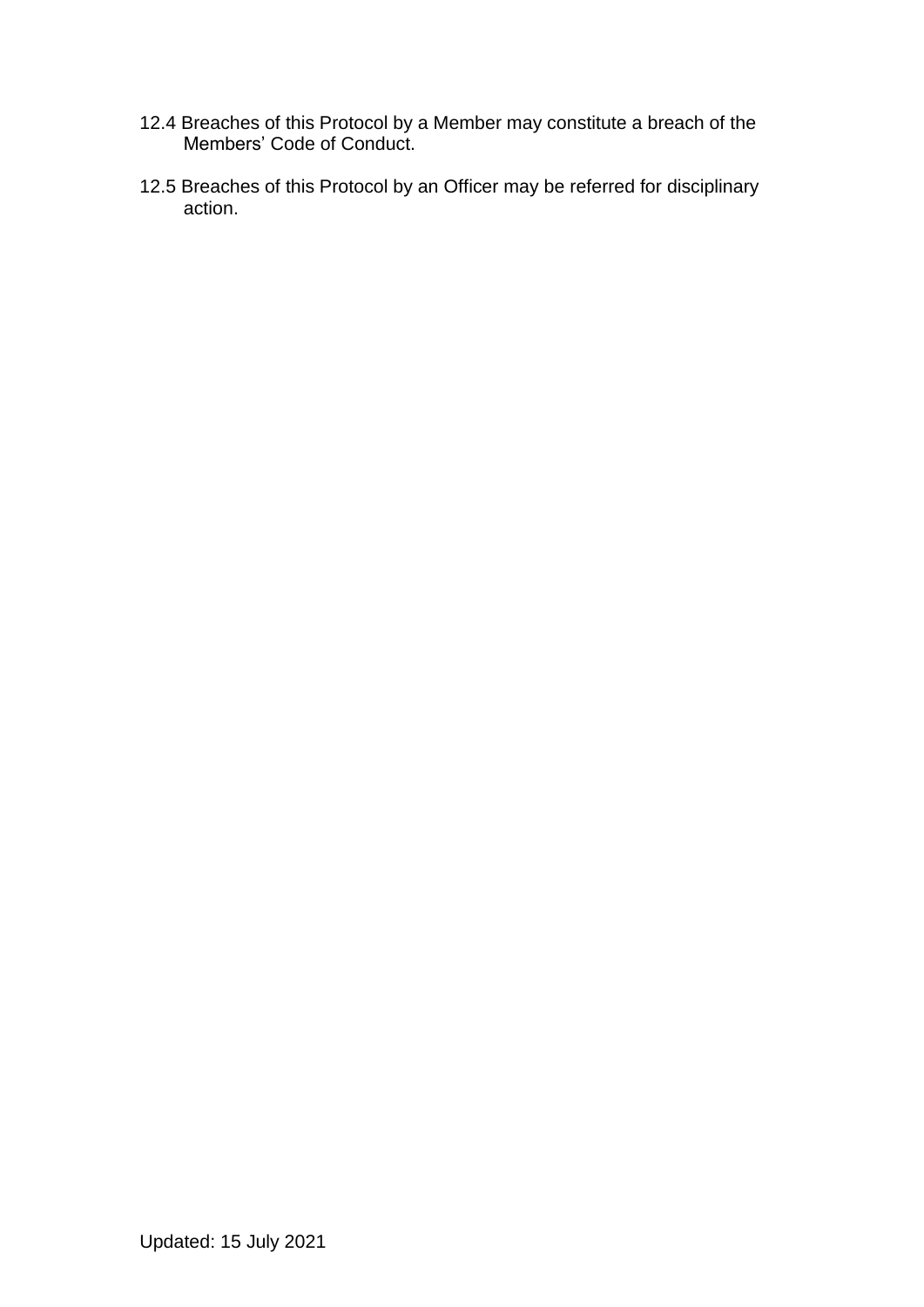12.4 Breaches of this Protocol by a Member may constitute a breach of the Members' Code of Conduct.

12.5 Breaches of this Protocol by an Officer may be referred for disciplinary action.

Updated: 15 July 2021